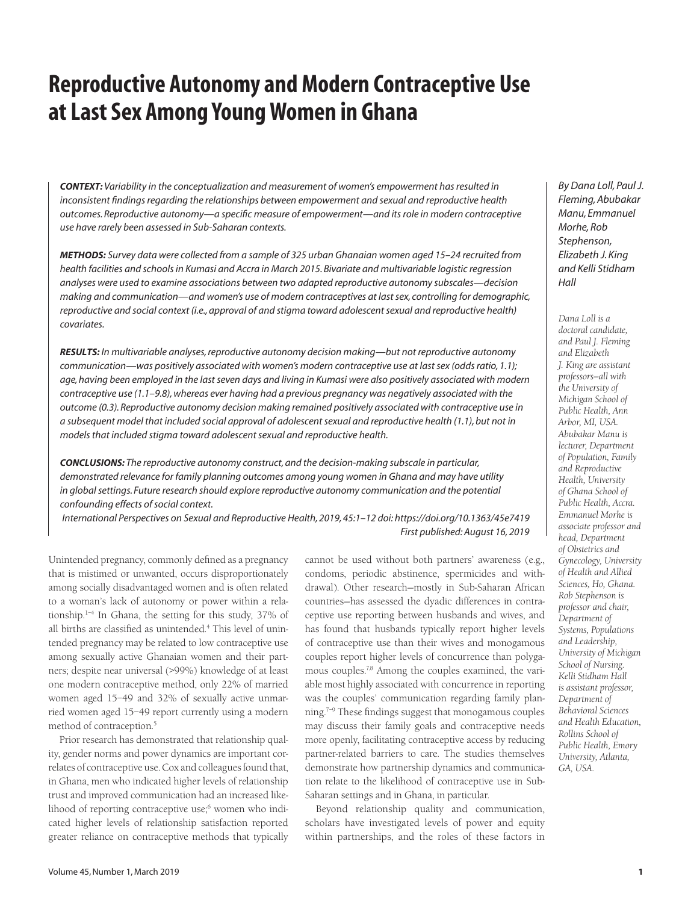# Reproductive Autonomy and Modern Contraceptive Use at Last Sex Among Young Women in Ghana

*By Dana Loll, Paul J. Fleming, Abubakar Manu, Emmanuel Morhe, Rob Stephenson, Elizabeth J. King and Kelli Stidham Hall*

***CONTEXT:*** *Variability in the conceptualization and measurement of women's empowerment has resulted in inconsistent findings regarding the relationships between empowerment and sexual and reproductive health outcomes. Reproductive autonomy—a specific measure of empowerment—and its role in modern contraceptive use have rarely been assessed in Sub-Saharan contexts.*

***METHODS:*** *Survey data were collected from a sample of 325 urban Ghanaian women aged 15–24 recruited from health facilities and schools in Kumasi and Accra in March 2015. Bivariate and multivariable logistic regression analyses were used to examine associations between two adapted reproductive autonomy subscales—decision making and communication—and women's use of modern contraceptives at last sex, controlling for demographic, reproductive and social context (i.e., approval of and stigma toward adolescent sexual and reproductive health) covariates.*

***RESULTS:*** *In multivariable analyses, reproductive autonomy decision making—but not reproductive autonomy communication—was positively associated with women's modern contraceptive use at last sex (odds ratio, 1.1); age, having been employed in the last seven days and living in Kumasi were also positively associated with modern contraceptive use (1.1–9.8), whereas ever having had a previous pregnancy was negatively associated with the outcome (0.3). Reproductive autonomy decision making remained positively associated with contraceptive use in a subsequent model that included social approval of adolescent sexual and reproductive health (1.1), but not in models that included stigma toward adolescent sexual and reproductive health.*

***CONCLUSIONS:*** *The reproductive autonomy construct, and the decision-making subscale in particular, demonstrated relevance for family planning outcomes among young women in Ghana and may have utility in global settings. Future research should explore reproductive autonomy communication and the potential confounding effects of social context.*

*International Perspectives on Sexual and Reproductive Health, 2019, 45:1–12 doi: https://doi.org/10.1363/45e7419*
*First published: August 16, 2019*

*Dana Loll is a doctoral candidate, and Paul J. Fleming and Elizabeth J. King are assistant professors—all with the University of Michigan School of Public Health, Ann Arbor, MI, USA. Abubakar Manu is lecturer, Department of Population, Family and Reproductive Health, University of Ghana School of Public Health, Accra. Emmanuel Morhe is associate professor and head, Department of Obstetrics and Gynecology, University of Health and Allied Sciences, Ho, Ghana. Rob Stephenson is professor and chair, Department of Systems, Populations and Leadership, University of Michigan School of Nursing. Kelli Stidham Hall is assistant professor, Department of Behavioral Sciences and Health Education, Rollins School of Public Health, Emory University, Atlanta, GA, USA.*

Unintended pregnancy, commonly defined as a pregnancy that is mistimed or unwanted, occurs disproportionately among socially disadvantaged women and is often related to a woman's lack of autonomy or power within a relationship.[1–4] In Ghana, the setting for this study, 37% of all births are classified as unintended.[4] This level of unintended pregnancy may be related to low contraceptive use among sexually active Ghanaian women and their partners; despite near universal (>99%) knowledge of at least one modern contraceptive method, only 22% of married women aged 15–49 and 32% of sexually active unmarried women aged 15–49 report currently using a modern method of contraception.[5]

Prior research has demonstrated that relationship quality, gender norms and power dynamics are important correlates of contraceptive use. Cox and colleagues found that, in Ghana, men who indicated higher levels of relationship trust and improved communication had an increased likelihood of reporting contraceptive use;[6] women who indicated higher levels of relationship satisfaction reported greater reliance on contraceptive methods that typically cannot be used without both partners' awareness (e.g., condoms, periodic abstinence, spermicides and withdrawal). Other research—mostly in Sub-Saharan African countries—has assessed the dyadic differences in contraceptive use reporting between husbands and wives, and has found that husbands typically report higher levels of contraceptive use than their wives and monogamous couples report higher levels of concurrence than polygamous couples.[7,8] Among the couples examined, the variable most highly associated with concurrence in reporting was the couples' communication regarding family planning.[7–9] These findings suggest that monogamous couples may discuss their family goals and contraceptive needs more openly, facilitating contraceptive access by reducing partner-related barriers to care. The studies themselves demonstrate how partnership dynamics and communication relate to the likelihood of contraceptive use in Sub-Saharan settings and in Ghana, in particular.

Beyond relationship quality and communication, scholars have investigated levels of power and equity within partnerships, and the roles of these factors in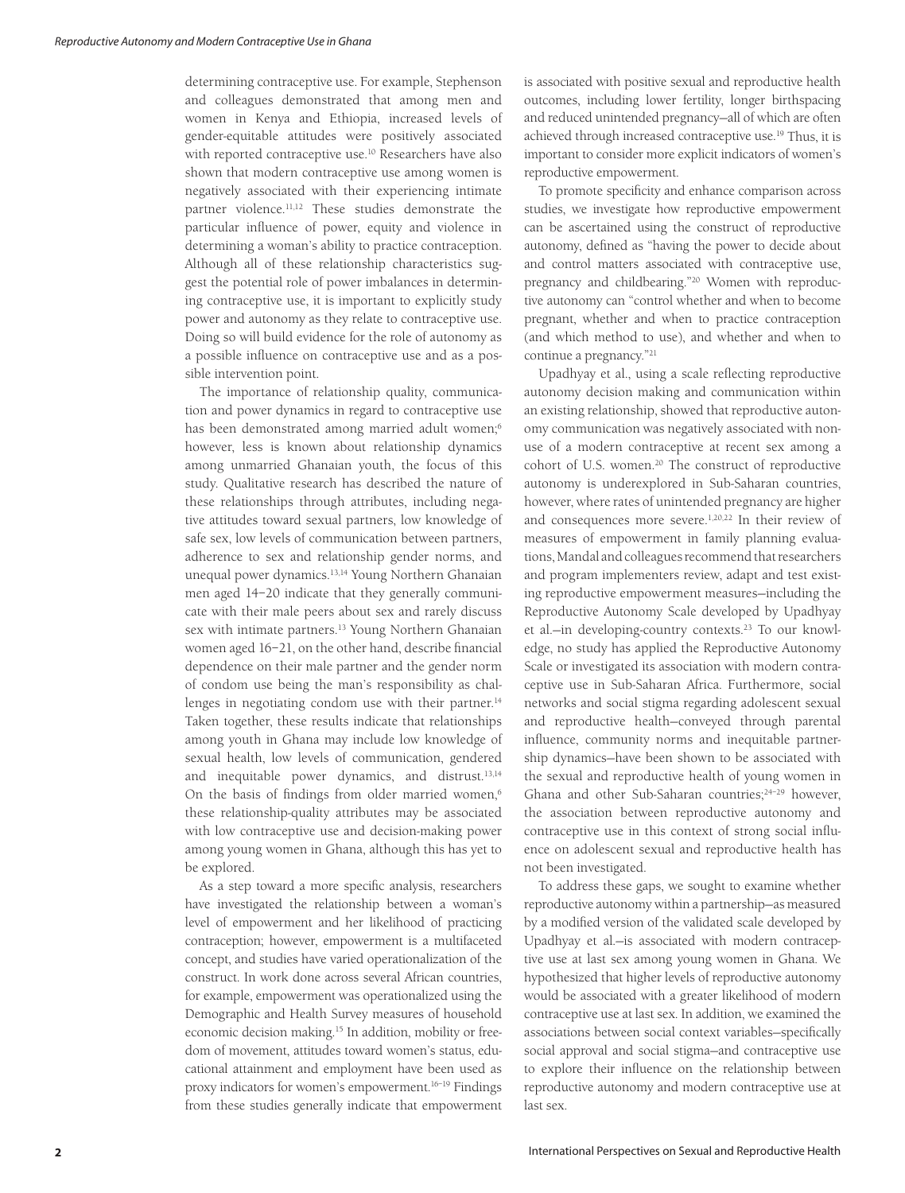determining contraceptive use. For example, Stephenson and colleagues demonstrated that among men and women in Kenya and Ethiopia, increased levels of gender-equitable attitudes were positively associated with reported contraceptive use.[10] Researchers have also shown that modern contraceptive use among women is negatively associated with their experiencing intimate partner violence.[11,12] These studies demonstrate the particular influence of power, equity and violence in determining a woman's ability to practice contraception. Although all of these relationship characteristics suggest the potential role of power imbalances in determining contraceptive use, it is important to explicitly study power and autonomy as they relate to contraceptive use. Doing so will build evidence for the role of autonomy as a possible influence on contraceptive use and as a possible intervention point.

The importance of relationship quality, communication and power dynamics in regard to contraceptive use has been demonstrated among married adult women;[6] however, less is known about relationship dynamics among unmarried Ghanaian youth, the focus of this study. Qualitative research has described the nature of these relationships through attributes, including negative attitudes toward sexual partners, low knowledge of safe sex, low levels of communication between partners, adherence to sex and relationship gender norms, and unequal power dynamics.[13,14] Young Northern Ghanaian men aged 14–20 indicate that they generally communicate with their male peers about sex and rarely discuss sex with intimate partners.[13] Young Northern Ghanaian women aged 16–21, on the other hand, describe financial dependence on their male partner and the gender norm of condom use being the man's responsibility as challenges in negotiating condom use with their partner.[14] Taken together, these results indicate that relationships among youth in Ghana may include low knowledge of sexual health, low levels of communication, gendered and inequitable power dynamics, and distrust.[13,14] On the basis of findings from older married women,[6] these relationship-quality attributes may be associated with low contraceptive use and decision-making power among young women in Ghana, although this has yet to be explored.

As a step toward a more specific analysis, researchers have investigated the relationship between a woman's level of empowerment and her likelihood of practicing contraception; however, empowerment is a multifaceted concept, and studies have varied operationalization of the construct. In work done across several African countries, for example, empowerment was operationalized using the Demographic and Health Survey measures of household economic decision making.[15] In addition, mobility or freedom of movement, attitudes toward women's status, educational attainment and employment have been used as proxy indicators for women's empowerment.[16–19] Findings from these studies generally indicate that empowerment is associated with positive sexual and reproductive health outcomes, including lower fertility, longer birthspacing and reduced unintended pregnancy—all of which are often achieved through increased contraceptive use.[19] Thus, it is important to consider more explicit indicators of women's reproductive empowerment.

To promote specificity and enhance comparison across studies, we investigate how reproductive empowerment can be ascertained using the construct of reproductive autonomy, defined as "having the power to decide about and control matters associated with contraceptive use, pregnancy and childbearing."[20] Women with reproductive autonomy can "control whether and when to become pregnant, whether and when to practice contraception (and which method to use), and whether and when to continue a pregnancy."[21]

Upadhyay et al., using a scale reflecting reproductive autonomy decision making and communication within an existing relationship, showed that reproductive autonomy communication was negatively associated with nonuse of a modern contraceptive at recent sex among a cohort of U.S. women.[20] The construct of reproductive autonomy is underexplored in Sub-Saharan countries, however, where rates of unintended pregnancy are higher and consequences more severe.[1,20,22] In their review of measures of empowerment in family planning evaluations, Mandal and colleagues recommend that researchers and program implementers review, adapt and test existing reproductive empowerment measures—including the Reproductive Autonomy Scale developed by Upadhyay et al.—in developing-country contexts.[23] To our knowledge, no study has applied the Reproductive Autonomy Scale or investigated its association with modern contraceptive use in Sub-Saharan Africa. Furthermore, social networks and social stigma regarding adolescent sexual and reproductive health—conveyed through parental influence, community norms and inequitable partnership dynamics—have been shown to be associated with the sexual and reproductive health of young women in Ghana and other Sub-Saharan countries;[24–29] however, the association between reproductive autonomy and contraceptive use in this context of strong social influence on adolescent sexual and reproductive health has not been investigated.

To address these gaps, we sought to examine whether reproductive autonomy within a partnership—as measured by a modified version of the validated scale developed by Upadhyay et al.—is associated with modern contraceptive use at last sex among young women in Ghana. We hypothesized that higher levels of reproductive autonomy would be associated with a greater likelihood of modern contraceptive use at last sex. In addition, we examined the associations between social context variables—specifically social approval and social stigma—and contraceptive use to explore their influence on the relationship between reproductive autonomy and modern contraceptive use at last sex.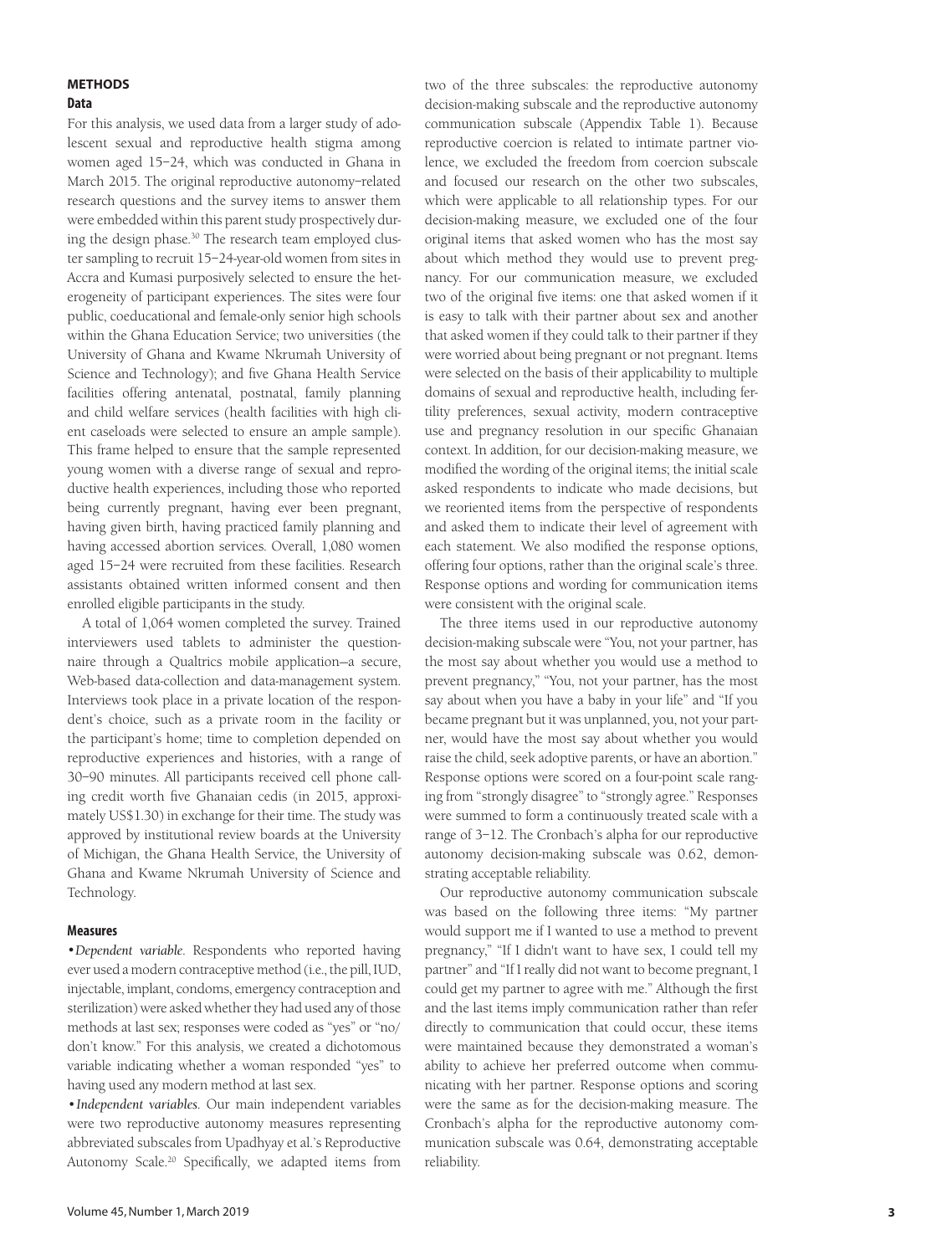## METHODS

### Data

For this analysis, we used data from a larger study of adolescent sexual and reproductive health stigma among women aged 15–24, which was conducted in Ghana in March 2015. The original reproductive autonomy–related research questions and the survey items to answer them were embedded within this parent study prospectively during the design phase.[30] The research team employed cluster sampling to recruit 15–24-year-old women from sites in Accra and Kumasi purposively selected to ensure the heterogeneity of participant experiences. The sites were four public, coeducational and female-only senior high schools within the Ghana Education Service; two universities (the University of Ghana and Kwame Nkrumah University of Science and Technology); and five Ghana Health Service facilities offering antenatal, postnatal, family planning and child welfare services (health facilities with high client caseloads were selected to ensure an ample sample). This frame helped to ensure that the sample represented young women with a diverse range of sexual and reproductive health experiences, including those who reported being currently pregnant, having ever been pregnant, having given birth, having practiced family planning and having accessed abortion services. Overall, 1,080 women aged 15–24 were recruited from these facilities. Research assistants obtained written informed consent and then enrolled eligible participants in the study.

A total of 1,064 women completed the survey. Trained interviewers used tablets to administer the questionnaire through a Qualtrics mobile application—a secure, Web-based data-collection and data-management system. Interviews took place in a private location of the respondent's choice, such as a private room in the facility or the participant's home; time to completion depended on reproductive experiences and histories, with a range of 30–90 minutes. All participants received cell phone calling credit worth five Ghanaian cedis (in 2015, approximately US$1.30) in exchange for their time. The study was approved by institutional review boards at the University of Michigan, the Ghana Health Service, the University of Ghana and Kwame Nkrumah University of Science and Technology.

### Measures

• *Dependent variable.* Respondents who reported having ever used a modern contraceptive method (i.e., the pill, IUD, injectable, implant, condoms, emergency contraception and sterilization) were asked whether they had used any of those methods at last sex; responses were coded as "yes" or "no/don't know." For this analysis, we created a dichotomous variable indicating whether a woman responded "yes" to having used any modern method at last sex.

• *Independent variables.* Our main independent variables were two reproductive autonomy measures representing abbreviated subscales from Upadhyay et al.'s Reproductive Autonomy Scale.[20] Specifically, we adapted items from two of the three subscales: the reproductive autonomy decision-making subscale and the reproductive autonomy communication subscale (Appendix Table 1). Because reproductive coercion is related to intimate partner violence, we excluded the freedom from coercion subscale and focused our research on the other two subscales, which were applicable to all relationship types. For our decision-making measure, we excluded one of the four original items that asked women who has the most say about which method they would use to prevent pregnancy. For our communication measure, we excluded two of the original five items: one that asked women if it is easy to talk with their partner about sex and another that asked women if they could talk to their partner if they were worried about being pregnant or not pregnant. Items were selected on the basis of their applicability to multiple domains of sexual and reproductive health, including fertility preferences, sexual activity, modern contraceptive use and pregnancy resolution in our specific Ghanaian context. In addition, for our decision-making measure, we modified the wording of the original items; the initial scale asked respondents to indicate who made decisions, but we reoriented items from the perspective of respondents and asked them to indicate their level of agreement with each statement. We also modified the response options, offering four options, rather than the original scale's three. Response options and wording for communication items were consistent with the original scale.

The three items used in our reproductive autonomy decision-making subscale were "You, not your partner, has the most say about whether you would use a method to prevent pregnancy," "You, not your partner, has the most say about when you have a baby in your life" and "If you became pregnant but it was unplanned, you, not your partner, would have the most say about whether you would raise the child, seek adoptive parents, or have an abortion." Response options were scored on a four-point scale ranging from "strongly disagree" to "strongly agree." Responses were summed to form a continuously treated scale with a range of 3–12. The Cronbach's alpha for our reproductive autonomy decision-making subscale was 0.62, demonstrating acceptable reliability.

Our reproductive autonomy communication subscale was based on the following three items: "My partner would support me if I wanted to use a method to prevent pregnancy," "If I didn't want to have sex, I could tell my partner" and "If I really did not want to become pregnant, I could get my partner to agree with me." Although the first and the last items imply communication rather than refer directly to communication that could occur, these items were maintained because they demonstrated a woman's ability to achieve her preferred outcome when communicating with her partner. Response options and scoring were the same as for the decision-making measure. The Cronbach's alpha for the reproductive autonomy communication subscale was 0.64, demonstrating acceptable reliability.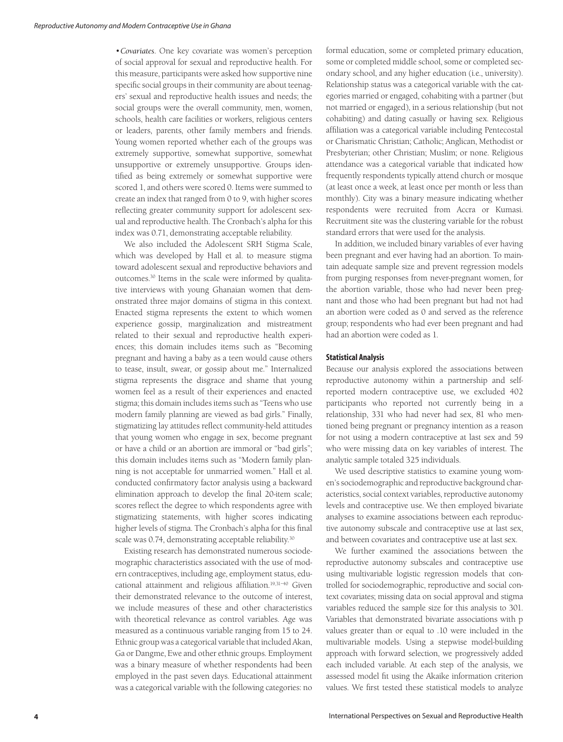*•Covariates.* One key covariate was women's perception of social approval for sexual and reproductive health. For this measure, participants were asked how supportive nine specific social groups in their community are about teenagers' sexual and reproductive health issues and needs; the social groups were the overall community, men, women, schools, health care facilities or workers, religious centers or leaders, parents, other family members and friends. Young women reported whether each of the groups was extremely supportive, somewhat supportive, somewhat unsupportive or extremely unsupportive. Groups identified as being extremely or somewhat supportive were scored 1, and others were scored 0. Items were summed to create an index that ranged from 0 to 9, with higher scores reflecting greater community support for adolescent sexual and reproductive health. The Cronbach's alpha for this index was 0.71, demonstrating acceptable reliability.

We also included the Adolescent SRH Stigma Scale, which was developed by Hall et al. to measure stigma toward adolescent sexual and reproductive behaviors and outcomes.[30] Items in the scale were informed by qualitative interviews with young Ghanaian women that demonstrated three major domains of stigma in this context. Enacted stigma represents the extent to which women experience gossip, marginalization and mistreatment related to their sexual and reproductive health experiences; this domain includes items such as "Becoming pregnant and having a baby as a teen would cause others to tease, insult, swear, or gossip about me." Internalized stigma represents the disgrace and shame that young women feel as a result of their experiences and enacted stigma; this domain includes items such as "Teens who use modern family planning are viewed as bad girls." Finally, stigmatizing lay attitudes reflect community-held attitudes that young women who engage in sex, become pregnant or have a child or an abortion are immoral or "bad girls"; this domain includes items such as "Modern family planning is not acceptable for unmarried women." Hall et al. conducted confirmatory factor analysis using a backward elimination approach to develop the final 20-item scale; scores reflect the degree to which respondents agree with stigmatizing statements, with higher scores indicating higher levels of stigma. The Cronbach's alpha for this final scale was 0.74, demonstrating acceptable reliability.[30]

Existing research has demonstrated numerous sociodemographic characteristics associated with the use of modern contraceptives, including age, employment status, educational attainment and religious affiliation.[19,31–40] Given their demonstrated relevance to the outcome of interest, we include measures of these and other characteristics with theoretical relevance as control variables. Age was measured as a continuous variable ranging from 15 to 24. Ethnic group was a categorical variable that included Akan, Ga or Dangme, Ewe and other ethnic groups. Employment was a binary measure of whether respondents had been employed in the past seven days. Educational attainment was a categorical variable with the following categories: no formal education, some or completed primary education, some or completed middle school, some or completed secondary school, and any higher education (i.e., university). Relationship status was a categorical variable with the categories married or engaged, cohabiting with a partner (but not married or engaged), in a serious relationship (but not cohabiting) and dating casually or having sex. Religious affiliation was a categorical variable including Pentecostal or Charismatic Christian; Catholic; Anglican, Methodist or Presbyterian; other Christian; Muslim; or none. Religious attendance was a categorical variable that indicated how frequently respondents typically attend church or mosque (at least once a week, at least once per month or less than monthly). City was a binary measure indicating whether respondents were recruited from Accra or Kumasi. Recruitment site was the clustering variable for the robust standard errors that were used for the analysis.

In addition, we included binary variables of ever having been pregnant and ever having had an abortion. To maintain adequate sample size and prevent regression models from purging responses from never-pregnant women, for the abortion variable, those who had never been pregnant and those who had been pregnant but had not had an abortion were coded as 0 and served as the reference group; respondents who had ever been pregnant and had had an abortion were coded as 1.

### Statistical Analysis

Because our analysis explored the associations between reproductive autonomy within a partnership and self-reported modern contraceptive use, we excluded 402 participants who reported not currently being in a relationship, 331 who had never had sex, 81 who mentioned being pregnant or pregnancy intention as a reason for not using a modern contraceptive at last sex and 59 who were missing data on key variables of interest. The analytic sample totaled 325 individuals.

We used descriptive statistics to examine young women's sociodemographic and reproductive background characteristics, social context variables, reproductive autonomy levels and contraceptive use. We then employed bivariate analyses to examine associations between each reproductive autonomy subscale and contraceptive use at last sex, and between covariates and contraceptive use at last sex.

We further examined the associations between the reproductive autonomy subscales and contraceptive use using multivariable logistic regression models that controlled for sociodemographic, reproductive and social context covariates; missing data on social approval and stigma variables reduced the sample size for this analysis to 301. Variables that demonstrated bivariate associations with p values greater than or equal to .10 were included in the multivariable models. Using a stepwise model-building approach with forward selection, we progressively added each included variable. At each step of the analysis, we assessed model fit using the Akaike information criterion values. We first tested these statistical models to analyze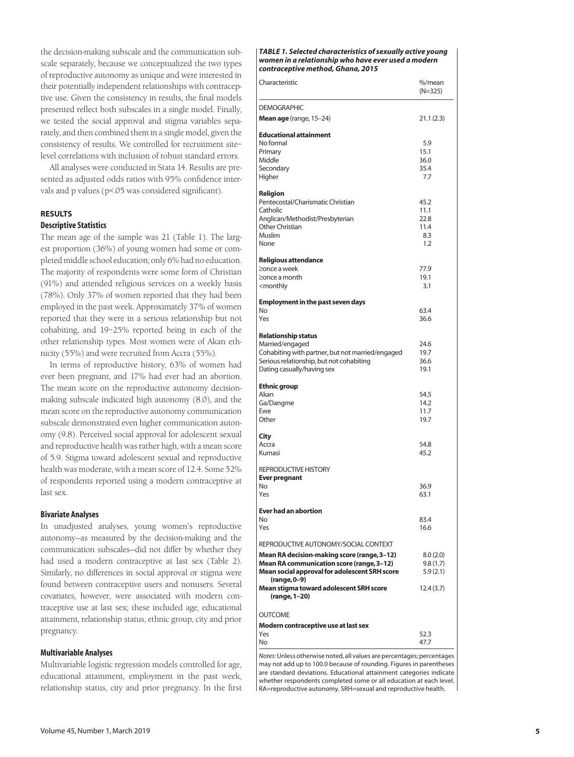the decision-making subscale and the communication subscale separately, because we conceptualized the two types of reproductive autonomy as unique and were interested in their potentially independent relationships with contraceptive use. Given the consistency in results, the final models presented reflect both subscales in a single model. Finally, we tested the social approval and stigma variables separately, and then combined them in a single model, given the consistency of results. We controlled for recruitment site–level correlations with inclusion of robust standard errors.

All analyses were conducted in Stata 14. Results are presented as adjusted odds ratios with 95% confidence intervals and p values ($p<.05$ was considered significant).

## RESULTS

### Descriptive Statistics

The mean age of the sample was 21 (Table 1). The largest proportion (36%) of young women had some or completed middle school education; only 6% had no education. The majority of respondents were some form of Christian (91%) and attended religious services on a weekly basis (78%). Only 37% of women reported that they had been employed in the past week. Approximately 37% of women reported that they were in a serious relationship but not cohabiting, and 19–25% reported being in each of the other relationship types. Most women were of Akan ethnicity (55%) and were recruited from Accra (55%).

In terms of reproductive history, 63% of women had ever been pregnant, and 17% had ever had an abortion. The mean score on the reproductive autonomy decision-making subscale indicated high autonomy (8.0), and the mean score on the reproductive autonomy communication subscale demonstrated even higher communication autonomy (9.8). Perceived social approval for adolescent sexual and reproductive health was rather high, with a mean score of 5.9. Stigma toward adolescent sexual and reproductive health was moderate, with a mean score of 12.4. Some 52% of respondents reported using a modern contraceptive at last sex.

### Bivariate Analyses

In unadjusted analyses, young women's reproductive autonomy—as measured by the decision-making and the communication subscales—did not differ by whether they had used a modern contraceptive at last sex (Table 2). Similarly, no differences in social approval or stigma were found between contraceptive users and nonusers. Several covariates, however, were associated with modern contraceptive use at last sex; these included age, educational attainment, relationship status, ethnic group, city and prior pregnancy.

### Multivariable Analyses

Multivariable logistic regression models controlled for age, educational attainment, employment in the past week, relationship status, city and prior pregnancy. In the first

***TABLE 1. Selected characteristics of sexually active young women in a relationship who have ever used a modern contraceptive method, Ghana, 2015***

| Characteristic | %/mean (N=325) |
|---|---|
| DEMOGRAPHIC | |
| **Mean age** (range, 15–24) | 21.1 (2.3) |
| **Educational attainment** | |
| No formal | 5.9 |
| Primary | 15.1 |
| Middle | 36.0 |
| Secondary | 35.4 |
| Higher | 7.7 |
| **Religion** | |
| Pentecostal/Charismatic Christian | 45.2 |
| Catholic | 11.1 |
| Anglican/Methodist/Presbyterian | 22.8 |
| Other Christian | 11.4 |
| Muslim | 8.3 |
| None | 1.2 |
| **Religious attendance** | |
| ≥once a week | 77.9 |
| ≥once a month | 19.1 |
| <monthly | 3.1 |
| **Employment in the past seven days** | |
| No | 63.4 |
| Yes | 36.6 |
| **Relationship status** | |
| Married/engaged | 24.6 |
| Cohabiting with partner, but not married/engaged | 19.7 |
| Serious relationship, but not cohabiting | 36.6 |
| Dating casually/having sex | 19.1 |
| **Ethnic group** | |
| Akan | 54.5 |
| Ga/Dangme | 14.2 |
| Ewe | 11.7 |
| Other | 19.7 |
| **City** | |
| Accra | 54.8 |
| Kumasi | 45.2 |
| REPRODUCTIVE HISTORY | |
| **Ever pregnant** | |
| No | 36.9 |
| Yes | 63.1 |
| **Ever had an abortion** | |
| No | 83.4 |
| Yes | 16.6 |
| REPRODUCTIVE AUTONOMY/SOCIAL CONTEXT | |
| **Mean RA decision-making score (range, 3–12)** | 8.0 (2.0) |
| **Mean RA communication score (range, 3–12)** | 9.8 (1.7) |
| **Mean social approval for adolescent SRH score (range, 0–9)** | 5.9 (2.1) |
| **Mean stigma toward adolescent SRH score (range, 1–20)** | 12.4 (3.7) |
| OUTCOME | |
| **Modern contraceptive use at last sex** | |
| Yes | 52.3 |
| No | 47.7 |

*Notes*: Unless otherwise noted, all values are percentages; percentages may not add up to 100.0 because of rounding. Figures in parentheses are standard deviations. Educational attainment categories indicate whether respondents completed some or all education at each level. RA=reproductive autonomy. SRH=sexual and reproductive health.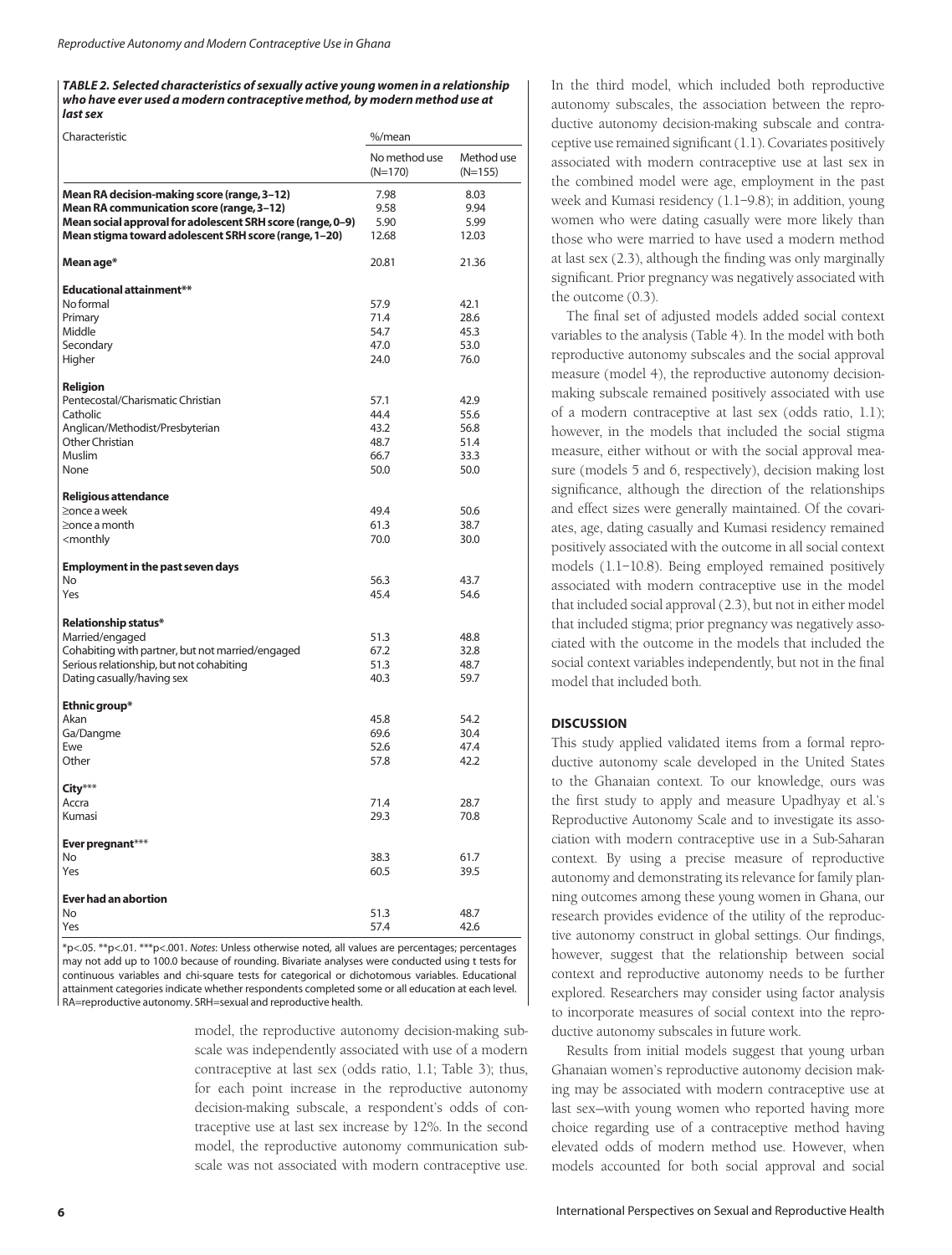**TABLE 2. Selected characteristics of sexually active young women in a relationship who have ever used a modern contraceptive method, by modern method use at last sex**

| Characteristic | %/mean | |
|---|---|---|
| | No method use (N=170) | Method use (N=155) |
| **Mean RA decision-making score (range, 3–12)** | 7.98 | 8.03 |
| **Mean RA communication score (range, 3–12)** | 9.58 | 9.94 |
| **Mean social approval for adolescent SRH score (range, 0–9)** | 5.90 | 5.99 |
| **Mean stigma toward adolescent SRH score (range, 1–20)** | 12.68 | 12.03 |
| **Mean age*** | 20.81 | 21.36 |
| **Educational attainment**** | | |
| No formal | 57.9 | 42.1 |
| Primary | 71.4 | 28.6 |
| Middle | 54.7 | 45.3 |
| Secondary | 47.0 | 53.0 |
| Higher | 24.0 | 76.0 |
| **Religion** | | |
| Pentecostal/Charismatic Christian | 57.1 | 42.9 |
| Catholic | 44.4 | 55.6 |
| Anglican/Methodist/Presbyterian | 43.2 | 56.8 |
| Other Christian | 48.7 | 51.4 |
| Muslim | 66.7 | 33.3 |
| None | 50.0 | 50.0 |
| **Religious attendance** | | |
| ≥once a week | 49.4 | 50.6 |
| ≥once a month | 61.3 | 38.7 |
| <monthly | 70.0 | 30.0 |
| **Employment in the past seven days** | | |
| No | 56.3 | 43.7 |
| Yes | 45.4 | 54.6 |
| **Relationship status*** | | |
| Married/engaged | 51.3 | 48.8 |
| Cohabiting with partner, but not married/engaged | 67.2 | 32.8 |
| Serious relationship, but not cohabiting | 51.3 | 48.7 |
| Dating casually/having sex | 40.3 | 59.7 |
| **Ethnic group*** | | |
| Akan | 45.8 | 54.2 |
| Ga/Dangme | 69.6 | 30.4 |
| Ewe | 52.6 | 47.4 |
| Other | 57.8 | 42.2 |
| **City***** | | |
| Accra | 71.4 | 28.7 |
| Kumasi | 29.3 | 70.8 |
| **Ever pregnant***** | | |
| No | 38.3 | 61.7 |
| Yes | 60.5 | 39.5 |
| **Ever had an abortion** | | |
| No | 51.3 | 48.7 |
| Yes | 57.4 | 42.6 |

*p<.05. **p<.01. ***p<.001. *Notes*: Unless otherwise noted, all values are percentages; percentages may not add up to 100.0 because of rounding. Bivariate analyses were conducted using t tests for continuous variables and chi-square tests for categorical or dichotomous variables. Educational attainment categories indicate whether respondents completed some or all education at each level. RA=reproductive autonomy. SRH=sexual and reproductive health.

model, the reproductive autonomy decision-making subscale was independently associated with use of a modern contraceptive at last sex (odds ratio, 1.1; Table 3); thus, for each point increase in the reproductive autonomy decision-making subscale, a respondent's odds of contraceptive use at last sex increase by 12%. In the second model, the reproductive autonomy communication subscale was not associated with modern contraceptive use. In the third model, which included both reproductive autonomy subscales, the association between the reproductive autonomy decision-making subscale and contraceptive use remained significant (1.1). Covariates positively associated with modern contraceptive use at last sex in the combined model were age, employment in the past week and Kumasi residency (1.1–9.8); in addition, young women who were dating casually were more likely than those who were married to have used a modern method at last sex (2.3), although the finding was only marginally significant. Prior pregnancy was negatively associated with the outcome (0.3).

The final set of adjusted models added social context variables to the analysis (Table 4). In the model with both reproductive autonomy subscales and the social approval measure (model 4), the reproductive autonomy decision-making subscale remained positively associated with use of a modern contraceptive at last sex (odds ratio, 1.1); however, in the models that included the social stigma measure, either without or with the social approval measure (models 5 and 6, respectively), decision making lost significance, although the direction of the relationships and effect sizes were generally maintained. Of the covariates, age, dating casually and Kumasi residency remained positively associated with the outcome in all social context models (1.1–10.8). Being employed remained positively associated with modern contraceptive use in the model that included social approval (2.3), but not in either model that included stigma; prior pregnancy was negatively associated with the outcome in the models that included the social context variables independently, but not in the final model that included both.

## DISCUSSION

This study applied validated items from a formal reproductive autonomy scale developed in the United States to the Ghanaian context. To our knowledge, ours was the first study to apply and measure Upadhyay et al.'s Reproductive Autonomy Scale and to investigate its association with modern contraceptive use in a Sub-Saharan context. By using a precise measure of reproductive autonomy and demonstrating its relevance for family planning outcomes among these young women in Ghana, our research provides evidence of the utility of the reproductive autonomy construct in global settings. Our findings, however, suggest that the relationship between social context and reproductive autonomy needs to be further explored. Researchers may consider using factor analysis to incorporate measures of social context into the reproductive autonomy subscales in future work.

Results from initial models suggest that young urban Ghanaian women's reproductive autonomy decision making may be associated with modern contraceptive use at last sex—with young women who reported having more choice regarding use of a contraceptive method having elevated odds of modern method use. However, when models accounted for both social approval and social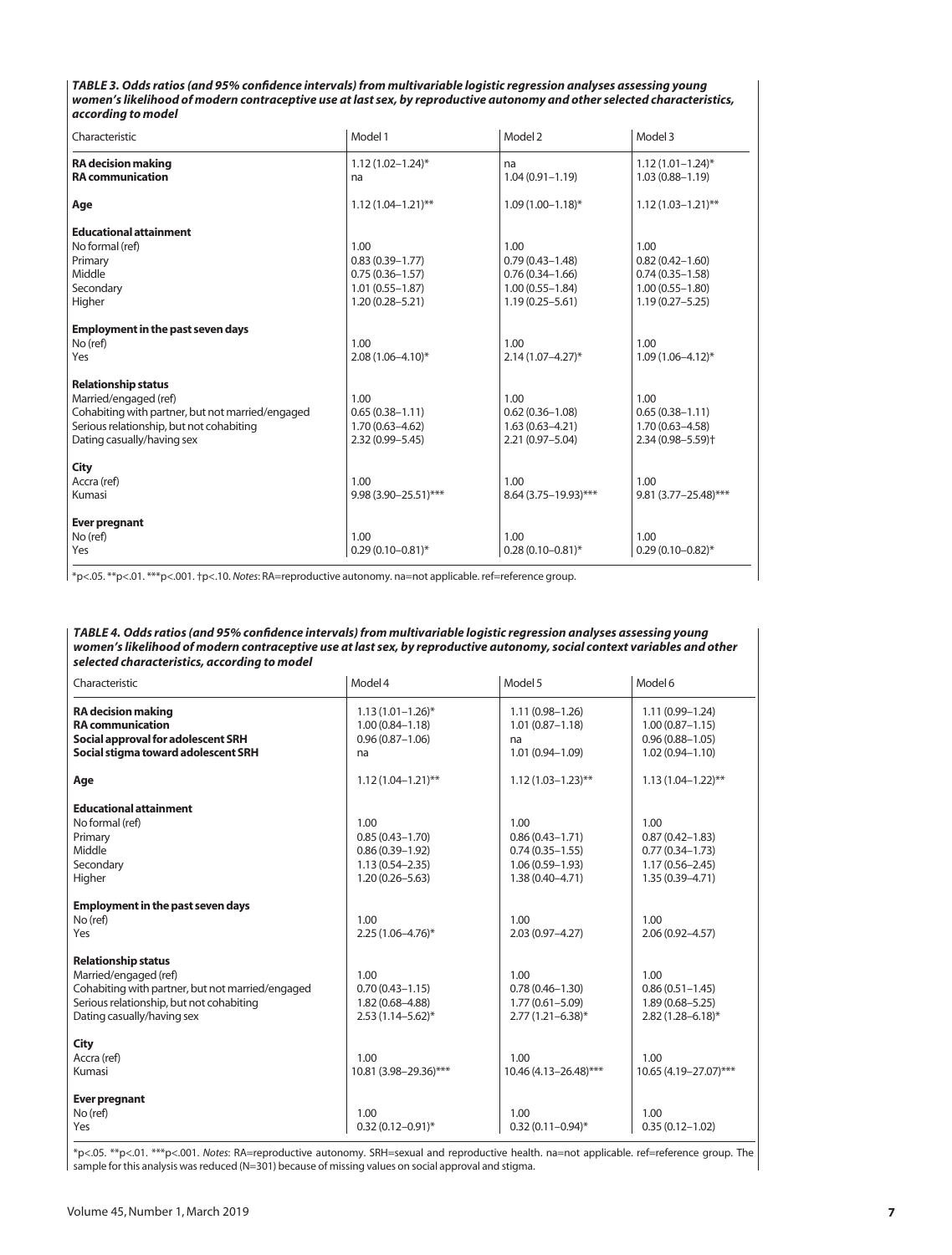**TABLE 3. Odds ratios (and 95% confidence intervals) from multivariable logistic regression analyses assessing young women's likelihood of modern contraceptive use at last sex, by reproductive autonomy and other selected characteristics, according to model**

| Characteristic | Model 1 | Model 2 | Model 3 |
|---|---|---|---|
| **RA decision making** | 1.12 (1.02–1.24)* | na | 1.12 (1.01–1.24)* |
| **RA communication** | na | 1.04 (0.91–1.19) | 1.03 (0.88–1.19) |
| **Age** | 1.12 (1.04–1.21)** | 1.09 (1.00–1.18)* | 1.12 (1.03–1.21)** |
| **Educational attainment** | | | |
| No formal (ref) | 1.00 | 1.00 | 1.00 |
| Primary | 0.83 (0.39–1.77) | 0.79 (0.43–1.48) | 0.82 (0.42–1.60) |
| Middle | 0.75 (0.36–1.57) | 0.76 (0.34–1.66) | 0.74 (0.35–1.58) |
| Secondary | 1.01 (0.55–1.87) | 1.00 (0.55–1.84) | 1.00 (0.55–1.80) |
| Higher | 1.20 (0.28–5.21) | 1.19 (0.25–5.61) | 1.19 (0.27–5.25) |
| **Employment in the past seven days** | | | |
| No (ref) | 1.00 | 1.00 | 1.00 |
| Yes | 2.08 (1.06–4.10)* | 2.14 (1.07–4.27)* | 1.09 (1.06–4.12)* |
| **Relationship status** | | | |
| Married/engaged (ref) | 1.00 | 1.00 | 1.00 |
| Cohabiting with partner, but not married/engaged | 0.65 (0.38–1.11) | 0.62 (0.36–1.08) | 0.65 (0.38–1.11) |
| Serious relationship, but not cohabiting | 1.70 (0.63–4.62) | 1.63 (0.63–4.21) | 1.70 (0.63–4.58) |
| Dating casually/having sex | 2.32 (0.99–5.45) | 2.21 (0.97–5.04) | 2.34 (0.98–5.59)† |
| **City** | | | |
| Accra (ref) | 1.00 | 1.00 | 1.00 |
| Kumasi | 9.98 (3.90–25.51)*** | 8.64 (3.75–19.93)*** | 9.81 (3.77–25.48)*** |
| **Ever pregnant** | | | |
| No (ref) | 1.00 | 1.00 | 1.00 |
| Yes | 0.29 (0.10–0.81)* | 0.28 (0.10–0.81)* | 0.29 (0.10–0.82)* |

*p<.05. **p<.01. ***p<.001. †p<.10. *Notes*: RA=reproductive autonomy. na=not applicable. ref=reference group.

**TABLE 4. Odds ratios (and 95% confidence intervals) from multivariable logistic regression analyses assessing young women's likelihood of modern contraceptive use at last sex, by reproductive autonomy, social context variables and other selected characteristics, according to model**

| Characteristic | Model 4 | Model 5 | Model 6 |
|---|---|---|---|
| **RA decision making** | 1.13 (1.01–1.26)* | 1.11 (0.98–1.26) | 1.11 (0.99–1.24) |
| **RA communication** | 1.00 (0.84–1.18) | 1.01 (0.87–1.18) | 1.00 (0.87–1.15) |
| **Social approval for adolescent SRH** | 0.96 (0.87–1.06) | na | 0.96 (0.88–1.05) |
| **Social stigma toward adolescent SRH** | na | 1.01 (0.94–1.09) | 1.02 (0.94–1.10) |
| **Age** | 1.12 (1.04–1.21)** | 1.12 (1.03–1.23)** | 1.13 (1.04–1.22)** |
| **Educational attainment** | | | |
| No formal (ref) | 1.00 | 1.00 | 1.00 |
| Primary | 0.85 (0.43–1.70) | 0.86 (0.43–1.71) | 0.87 (0.42–1.83) |
| Middle | 0.86 (0.39–1.92) | 0.74 (0.35–1.55) | 0.77 (0.34–1.73) |
| Secondary | 1.13 (0.54–2.35) | 1.06 (0.59–1.93) | 1.17 (0.56–2.45) |
| Higher | 1.20 (0.26–5.63) | 1.38 (0.40–4.71) | 1.35 (0.39–4.71) |
| **Employment in the past seven days** | | | |
| No (ref) | 1.00 | 1.00 | 1.00 |
| Yes | 2.25 (1.06–4.76)* | 2.03 (0.97–4.27) | 2.06 (0.92–4.57) |
| **Relationship status** | | | |
| Married/engaged (ref) | 1.00 | 1.00 | 1.00 |
| Cohabiting with partner, but not married/engaged | 0.70 (0.43–1.15) | 0.78 (0.46–1.30) | 0.86 (0.51–1.45) |
| Serious relationship, but not cohabiting | 1.82 (0.68–4.88) | 1.77 (0.61–5.09) | 1.89 (0.68–5.25) |
| Dating casually/having sex | 2.53 (1.14–5.62)* | 2.77 (1.21–6.38)* | 2.82 (1.28–6.18)* |
| **City** | | | |
| Accra (ref) | 1.00 | 1.00 | 1.00 |
| Kumasi | 10.81 (3.98–29.36)*** | 10.46 (4.13–26.48)*** | 10.65 (4.19–27.07)*** |
| **Ever pregnant** | | | |
| No (ref) | 1.00 | 1.00 | 1.00 |
| Yes | 0.32 (0.12–0.91)* | 0.32 (0.11–0.94)* | 0.35 (0.12–1.02) |

*p<.05. **p<.01. ***p<.001. *Notes*: RA=reproductive autonomy. SRH=sexual and reproductive health. na=not applicable. ref=reference group. The sample for this analysis was reduced (N=301) because of missing values on social approval and stigma.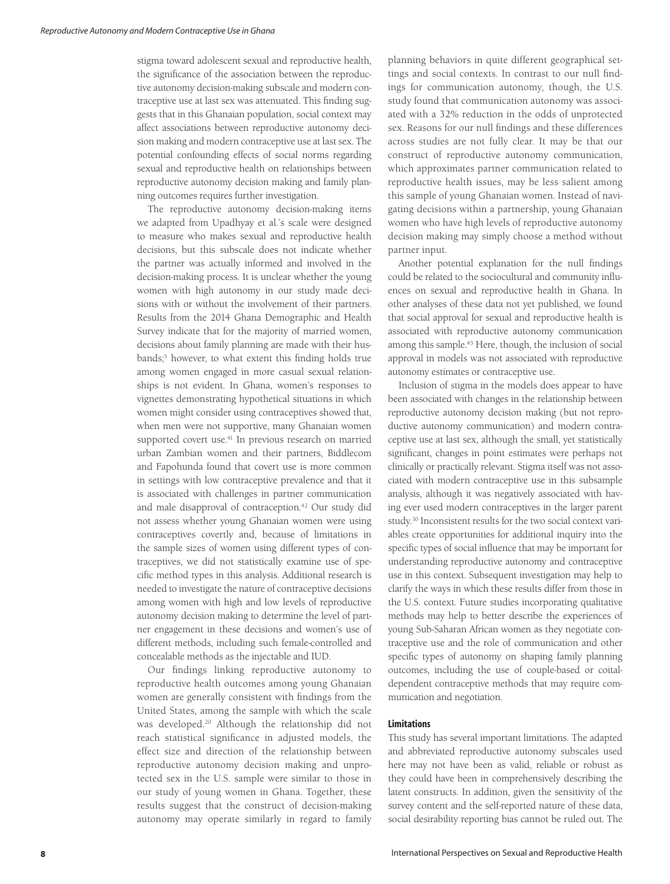stigma toward adolescent sexual and reproductive health, the significance of the association between the reproductive autonomy decision-making subscale and modern contraceptive use at last sex was attenuated. This finding suggests that in this Ghanaian population, social context may affect associations between reproductive autonomy decision making and modern contraceptive use at last sex. The potential confounding effects of social norms regarding sexual and reproductive health on relationships between reproductive autonomy decision making and family planning outcomes requires further investigation.

The reproductive autonomy decision-making items we adapted from Upadhyay et al.'s scale were designed to measure who makes sexual and reproductive health decisions, but this subscale does not indicate whether the partner was actually informed and involved in the decision-making process. It is unclear whether the young women with high autonomy in our study made decisions with or without the involvement of their partners. Results from the 2014 Ghana Demographic and Health Survey indicate that for the majority of married women, decisions about family planning are made with their husbands;[5] however, to what extent this finding holds true among women engaged in more casual sexual relationships is not evident. In Ghana, women's responses to vignettes demonstrating hypothetical situations in which women might consider using contraceptives showed that, when men were not supportive, many Ghanaian women supported covert use.[41] In previous research on married urban Zambian women and their partners, Biddlecom and Fapohunda found that covert use is more common in settings with low contraceptive prevalence and that it is associated with challenges in partner communication and male disapproval of contraception.[42] Our study did not assess whether young Ghanaian women were using contraceptives covertly and, because of limitations in the sample sizes of women using different types of contraceptives, we did not statistically examine use of specific method types in this analysis. Additional research is needed to investigate the nature of contraceptive decisions among women with high and low levels of reproductive autonomy decision making to determine the level of partner engagement in these decisions and women's use of different methods, including such female-controlled and concealable methods as the injectable and IUD.

Our findings linking reproductive autonomy to reproductive health outcomes among young Ghanaian women are generally consistent with findings from the United States, among the sample with which the scale was developed.[20] Although the relationship did not reach statistical significance in adjusted models, the effect size and direction of the relationship between reproductive autonomy decision making and unprotected sex in the U.S. sample were similar to those in our study of young women in Ghana. Together, these results suggest that the construct of decision-making autonomy may operate similarly in regard to family planning behaviors in quite different geographical settings and social contexts. In contrast to our null findings for communication autonomy, though, the U.S. study found that communication autonomy was associated with a 32% reduction in the odds of unprotected sex. Reasons for our null findings and these differences across studies are not fully clear. It may be that our construct of reproductive autonomy communication, which approximates partner communication related to reproductive health issues, may be less salient among this sample of young Ghanaian women. Instead of navigating decisions within a partnership, young Ghanaian women who have high levels of reproductive autonomy decision making may simply choose a method without partner input.

Another potential explanation for the null findings could be related to the sociocultural and community influences on sexual and reproductive health in Ghana. In other analyses of these data not yet published, we found that social approval for sexual and reproductive health is associated with reproductive autonomy communication among this sample.[43] Here, though, the inclusion of social approval in models was not associated with reproductive autonomy estimates or contraceptive use.

Inclusion of stigma in the models does appear to have been associated with changes in the relationship between reproductive autonomy decision making (but not reproductive autonomy communication) and modern contraceptive use at last sex, although the small, yet statistically significant, changes in point estimates were perhaps not clinically or practically relevant. Stigma itself was not associated with modern contraceptive use in this subsample analysis, although it was negatively associated with having ever used modern contraceptives in the larger parent study.[30] Inconsistent results for the two social context variables create opportunities for additional inquiry into the specific types of social influence that may be important for understanding reproductive autonomy and contraceptive use in this context. Subsequent investigation may help to clarify the ways in which these results differ from those in the U.S. context. Future studies incorporating qualitative methods may help to better describe the experiences of young Sub-Saharan African women as they negotiate contraceptive use and the role of communication and other specific types of autonomy on shaping family planning outcomes, including the use of couple-based or coital-dependent contraceptive methods that may require communication and negotiation.

### Limitations

This study has several important limitations. The adapted and abbreviated reproductive autonomy subscales used here may not have been as valid, reliable or robust as they could have been in comprehensively describing the latent constructs. In addition, given the sensitivity of the survey content and the self-reported nature of these data, social desirability reporting bias cannot be ruled out. The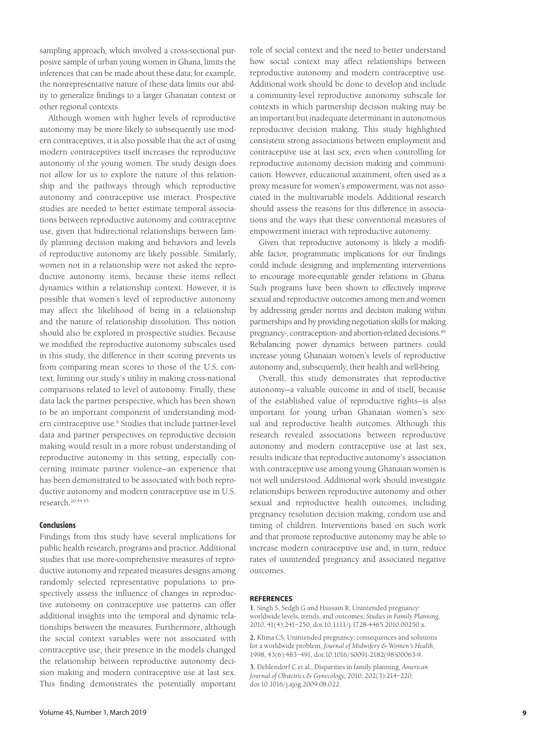sampling approach, which involved a cross-sectional purposive sample of urban young women in Ghana, limits the inferences that can be made about these data; for example, the nonrepresentative nature of these data limits our ability to generalize findings to a larger Ghanaian context or other regional contexts.

Although women with higher levels of reproductive autonomy may be more likely to subsequently use modern contraceptives, it is also possible that the act of using modern contraceptives itself increases the reproductive autonomy of the young women. The study design does not allow for us to explore the nature of this relationship and the pathways through which reproductive autonomy and contraceptive use interact. Prospective studies are needed to better estimate temporal associations between reproductive autonomy and contraceptive use, given that bidirectional relationships between family planning decision making and behaviors and levels of reproductive autonomy are likely possible. Similarly, women not in a relationship were not asked the reproductive autonomy items, because these items reflect dynamics within a relationship context. However, it is possible that women's level of reproductive autonomy may affect the likelihood of being in a relationship and the nature of relationship dissolution. This notion should also be explored in prospective studies. Because we modified the reproductive autonomy subscales used in this study, the difference in their scoring prevents us from comparing mean scores to those of the U.S. context, limiting our study's utility in making cross-national comparisons related to level of autonomy. Finally, these data lack the partner perspective, which has been shown to be an important component of understanding modern contraceptive use.[9] Studies that include partner-level data and partner perspectives on reproductive decision making would result in a more robust understanding of reproductive autonomy in this setting, especially concerning intimate partner violence—an experience that has been demonstrated to be associated with both reproductive autonomy and modern contraceptive use in U.S. research.[20,44,45]

## Conclusions

Findings from this study have several implications for public health research, programs and practice. Additional studies that use more-comprehensive measures of reproductive autonomy and repeated measures designs among randomly selected representative populations to prospectively assess the influence of changes in reproductive autonomy on contraceptive use patterns can offer additional insights into the temporal and dynamic relationships between the measures. Furthermore, although the social context variables were not associated with contraceptive use, their presence in the models changed the relationship between reproductive autonomy decision making and modern contraceptive use at last sex. This finding demonstrates the potentially important role of social context and the need to better understand how social context may affect relationships between reproductive autonomy and modern contraceptive use. Additional work should be done to develop and include a community-level reproductive autonomy subscale for contexts in which partnership decision making may be an important but inadequate determinant in autonomous reproductive decision making. This study highlighted consistent strong associations between employment and contraceptive use at last sex, even when controlling for reproductive autonomy decision making and communication. However, educational attainment, often used as a proxy measure for women's empowerment, was not associated in the multivariable models. Additional research should assess the reasons for this difference in associations and the ways that these conventional measures of empowerment interact with reproductive autonomy.

Given that reproductive autonomy is likely a modifiable factor, programmatic implications for our findings could include designing and implementing interventions to encourage more-equitable gender relations in Ghana. Such programs have been shown to effectively improve sexual and reproductive outcomes among men and women by addressing gender norms and decision making within partnerships and by providing negotiation skills for making pregnancy-, contraception- and abortion-related decisions.[46] Rebalancing power dynamics between partners could increase young Ghanaian women's levels of reproductive autonomy and, subsequently, their health and well-being.

Overall, this study demonstrates that reproductive autonomy—a valuable outcome in and of itself, because of the established value of reproductive rights—is also important for young urban Ghanaian women's sexual and reproductive health outcomes. Although this research revealed associations between reproductive autonomy and modern contraceptive use at last sex, results indicate that reproductive autonomy's association with contraceptive use among young Ghanaian women is not well understood. Additional work should investigate relationships between reproductive autonomy and other sexual and reproductive health outcomes, including pregnancy resolution decision making, condom use and timing of children. Interventions based on such work and that promote reproductive autonomy may be able to increase modern contraceptive use and, in turn, reduce rates of unintended pregnancy and associated negative outcomes.

## REFERENCES

**1.** Singh S, Sedgh G and Hussain R, Unintended pregnancy: worldwide levels, trends, and outcomes, *Studies in Family Planning*, 2010, 41(4):241–250, doi:10.1111/j.1728-4465.2010.00250.x.

**2.** Klima CS, Unintended pregnancy: consequences and solutions for a worldwide problem, *Journal of Midwifery & Women's Health*, 1998, 43(6):483–491, doi:10.1016/S0091-2182(98)00063-9.

**3.** Dehlendorf C et al., Disparities in family planning, *American Journal of Obstetrics & Gynecology*, 2010, 202(3):214–220, doi:10.1016/j.ajog.2009.08.022.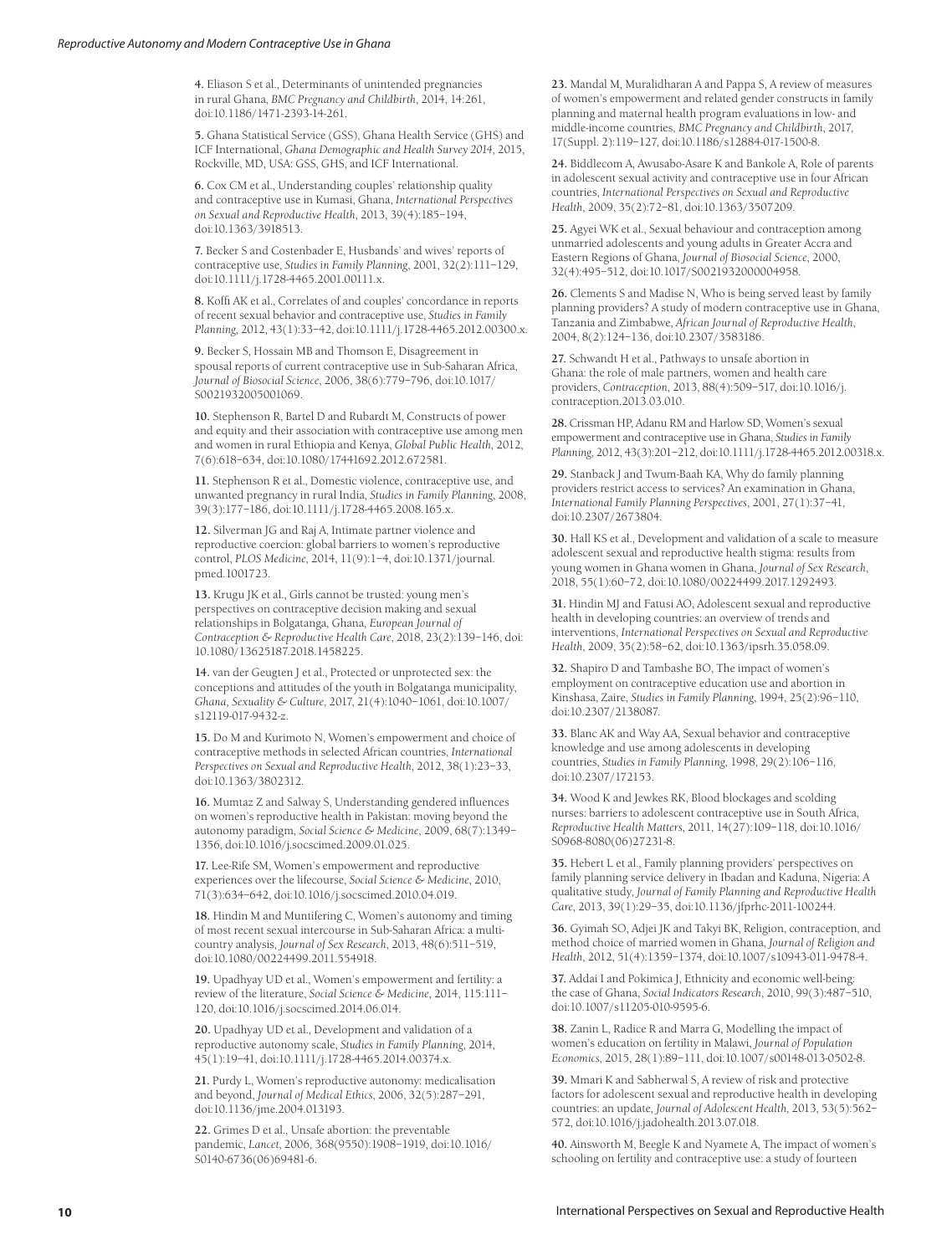4. Eliason S et al., Determinants of unintended pregnancies in rural Ghana, *BMC Pregnancy and Childbirth*, 2014, 14:261, doi:10.1186/1471-2393-14-261.

5. Ghana Statistical Service (GSS), Ghana Health Service (GHS) and ICF International, *Ghana Demographic and Health Survey 2014*, 2015, Rockville, MD, USA: GSS, GHS, and ICF International.

6. Cox CM et al., Understanding couples' relationship quality and contraceptive use in Kumasi, Ghana, *International Perspectives on Sexual and Reproductive Health*, 2013, 39(4):185–194, doi:10.1363/3918513.

7. Becker S and Costenbader E, Husbands' and wives' reports of contraceptive use, *Studies in Family Planning*, 2001, 32(2):111–129, doi:10.1111/j.1728-4465.2001.00111.x.

8. Koffi AK et al., Correlates of and couples' concordance in reports of recent sexual behavior and contraceptive use, *Studies in Family Planning*, 2012, 43(1):33–42, doi:10.1111/j.1728-4465.2012.00300.x.

9. Becker S, Hossain MB and Thomson E, Disagreement in spousal reports of current contraceptive use in Sub-Saharan Africa, *Journal of Biosocial Science*, 2006, 38(6):779–796, doi:10.1017/S0021932005001069.

10. Stephenson R, Bartel D and Rubardt M, Constructs of power and equity and their association with contraceptive use among men and women in rural Ethiopia and Kenya, *Global Public Health*, 2012, 7(6):618–634, doi:10.1080/17441692.2012.672581.

11. Stephenson R et al., Domestic violence, contraceptive use, and unwanted pregnancy in rural India, *Studies in Family Planning*, 2008, 39(3):177–186, doi:10.1111/j.1728-4465.2008.165.x.

12. Silverman JG and Raj A, Intimate partner violence and reproductive coercion: global barriers to women's reproductive control, *PLOS Medicine*, 2014, 11(9):1–4, doi:10.1371/journal.pmed.1001723.

13. Krugu JK et al., Girls cannot be trusted: young men's perspectives on contraceptive decision making and sexual relationships in Bolgatanga, Ghana, *European Journal of Contraception & Reproductive Health Care*, 2018, 23(2):139–146, doi:10.1080/13625187.2018.1458225.

14. van der Geugten J et al., Protected or unprotected sex: the conceptions and attitudes of the youth in Bolgatanga municipality, Ghana, *Sexuality & Culture*, 2017, 21(4):1040–1061, doi:10.1007/s12119-017-9432-z.

15. Do M and Kurimoto N, Women's empowerment and choice of contraceptive methods in selected African countries, *International Perspectives on Sexual and Reproductive Health*, 2012, 38(1):23–33, doi:10.1363/3802312.

16. Mumtaz Z and Salway S, Understanding gendered influences on women's reproductive health in Pakistan: moving beyond the autonomy paradigm, *Social Science & Medicine*, 2009, 68(7):1349–1356, doi:10.1016/j.socscimed.2009.01.025.

17. Lee-Rife SM, Women's empowerment and reproductive experiences over the lifecourse, *Social Science & Medicine*, 2010, 71(3):634–642, doi:10.1016/j.socscimed.2010.04.019.

18. Hindin M and Muntifering C, Women's autonomy and timing of most recent sexual intercourse in Sub-Saharan Africa: a multi-country analysis, *Journal of Sex Research*, 2013, 48(6):511–519, doi:10.1080/00224499.2011.554918.

19. Upadhyay UD et al., Women's empowerment and fertility: a review of the literature, *Social Science & Medicine*, 2014, 115:111–120, doi:10.1016/j.socscimed.2014.06.014.

20. Upadhyay UD et al., Development and validation of a reproductive autonomy scale, *Studies in Family Planning*, 2014, 45(1):19–41, doi:10.1111/j.1728-4465.2014.00374.x.

21. Purdy L, Women's reproductive autonomy: medicalisation and beyond, *Journal of Medical Ethics*, 2006, 32(5):287–291, doi:10.1136/jme.2004.013193.

22. Grimes D et al., Unsafe abortion: the preventable pandemic, *Lancet*, 2006, 368(9550):1908–1919, doi:10.1016/S0140-6736(06)69481-6.

23. Mandal M, Muralidharan A and Pappa S, A review of measures of women's empowerment and related gender constructs in family planning and maternal health program evaluations in low- and middle-income countries, *BMC Pregnancy and Childbirth*, 2017, 17(Suppl. 2):119–127, doi:10.1186/s12884-017-1500-8.

24. Biddlecom A, Awusabo-Asare K and Bankole A, Role of parents in adolescent sexual activity and contraceptive use in four African countries, *International Perspectives on Sexual and Reproductive Health*, 2009, 35(2):72–81, doi:10.1363/3507209.

25. Agyei WK et al., Sexual behaviour and contraception among unmarried adolescents and young adults in Greater Accra and Eastern Regions of Ghana, *Journal of Biosocial Science*, 2000, 32(4):495–512, doi:10.1017/S0021932000004958.

26. Clements S and Madise N, Who is being served least by family planning providers? A study of modern contraceptive use in Ghana, Tanzania and Zimbabwe, *African Journal of Reproductive Health*, 2004, 8(2):124–136, doi:10.2307/3583186.

27. Schwandt H et al., Pathways to unsafe abortion in Ghana: the role of male partners, women and health care providers, *Contraception*, 2013, 88(4):509–517, doi:10.1016/j.contraception.2013.03.010.

28. Crissman HP, Adanu RM and Harlow SD, Women's sexual empowerment and contraceptive use in Ghana, *Studies in Family Planning*, 2012, 43(3):201–212, doi:10.1111/j.1728-4465.2012.00318.x.

29. Stanback J and Twum-Baah KA, Why do family planning providers restrict access to services? An examination in Ghana, *International Family Planning Perspectives*, 2001, 27(1):37–41, doi:10.2307/2673804.

30. Hall KS et al., Development and validation of a scale to measure adolescent sexual and reproductive health stigma: results from young women in Ghana, *Journal of Sex Research*, 2018, 55(1):60–72, doi:10.1080/00224499.2017.1292493.

31. Hindin MJ and Fatusi AO, Adolescent sexual and reproductive health in developing countries: an overview of trends and interventions, *International Perspectives on Sexual and Reproductive Health*, 2009, 35(2):58–62, doi:10.1363/ipsrh.35.058.09.

32. Shapiro D and Tambashe BO, The impact of women's employment on contraceptive education use and abortion in Kinshasa, Zaire, *Studies in Family Planning*, 1994, 25(2):96–110, doi:10.2307/2138087.

33. Blanc AK and Way AA, Sexual behavior and contraceptive knowledge and use among adolescents in developing countries, *Studies in Family Planning*, 1998, 29(2):106–116, doi:10.2307/172153.

34. Wood K and Jewkes RK, Blood blockages and scolding nurses: barriers to adolescent contraceptive use in South Africa, *Reproductive Health Matters*, 2011, 14(27):109–118, doi:10.1016/S0968-8080(06)27231-8.

35. Hebert L et al., Family planning providers' perspectives on family planning service delivery in Ibadan and Kaduna, Nigeria: A qualitative study, *Journal of Family Planning and Reproductive Health Care*, 2013, 39(1):29–35, doi:10.1136/jfprhc-2011-100244.

36. Gyimah SO, Adjei JK and Takyi BK, Religion, contraception, and method choice of married women in Ghana, *Journal of Religion and Health*, 2012, 51(4):1359–1374, doi:10.1007/s10943-011-9478-4.

37. Addai I and Pokimica J, Ethnicity and economic well-being: the case of Ghana, *Social Indicators Research*, 2010, 99(3):487–510, doi:10.1007/s11205-010-9595-6.

38. Zanin L, Radice R and Marra G, Modelling the impact of women's education on fertility in Malawi, *Journal of Population Economics*, 2015, 28(1):89–111, doi:10.1007/s00148-013-0502-8.

39. Mmari K and Sabherwal S, A review of risk and protective factors for adolescent sexual and reproductive health in developing countries: an update, *Journal of Adolescent Health*, 2013, 53(5):562–572, doi:10.1016/j.jadohealth.2013.07.018.

40. Ainsworth M, Beegle K and Nyamete A, The impact of women's schooling on fertility and contraceptive use: a study of fourteen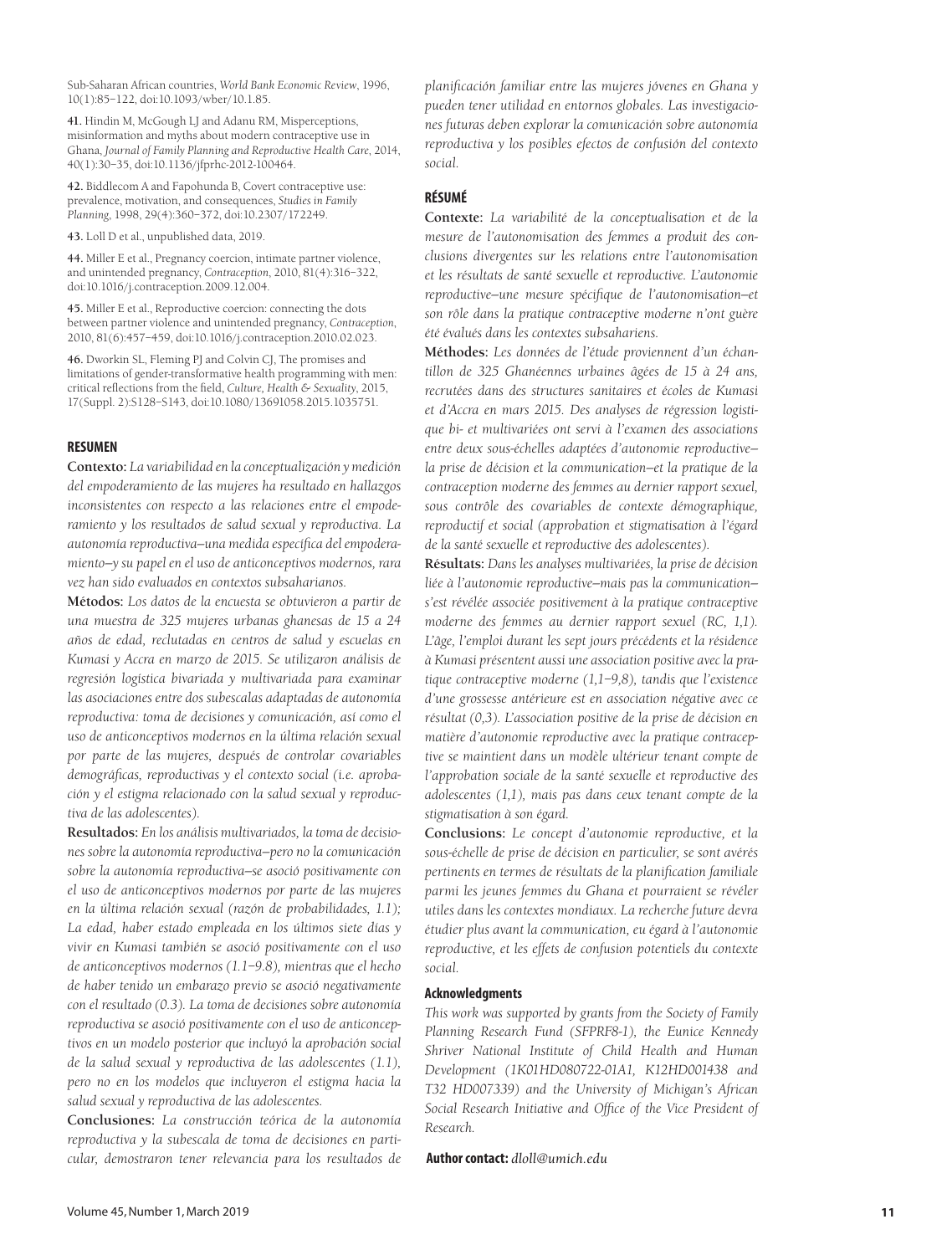Sub-Saharan African countries, *World Bank Economic Review*, 1996, 10(1):85–122, doi:10.1093/wber/10.1.85.

**41.** Hindin M, McGough LJ and Adanu RM, Misperceptions, misinformation and myths about modern contraceptive use in Ghana, *Journal of Family Planning and Reproductive Health Care*, 2014, 40(1):30–35, doi:10.1136/jfprhc-2012-100464.

**42.** Biddlecom A and Fapohunda B, Covert contraceptive use: prevalence, motivation, and consequences, *Studies in Family Planning*, 1998, 29(4):360–372, doi:10.2307/172249.

**43.** Loll D et al., unpublished data, 2019.

**44.** Miller E et al., Pregnancy coercion, intimate partner violence, and unintended pregnancy, *Contraception*, 2010, 81(4):316–322, doi:10.1016/j.contraception.2009.12.004.

**45.** Miller E et al., Reproductive coercion: connecting the dots between partner violence and unintended pregnancy, *Contraception*, 2010, 81(6):457–459, doi:10.1016/j.contraception.2010.02.023.

**46.** Dworkin SL, Fleming PJ and Colvin CJ, The promises and limitations of gender-transformative health programming with men: critical reflections from the field, *Culture, Health & Sexuality*, 2015, 17(Suppl. 2):S128–S143, doi:10.1080/13691058.2015.1035751.

### RESUMEN

**Contexto:** *La variabilidad en la conceptualización y medición del empoderamiento de las mujeres ha resultado en hallazgos inconsistentes con respecto a las relaciones entre el empoderamiento y los resultados de salud sexual y reproductiva. La autonomía reproductiva–una medida específica del empoderamiento–y su papel en el uso de anticonceptivos modernos, rara vez han sido evaluados en contextos subsaharianos.*

**Métodos:** *Los datos de la encuesta se obtuvieron a partir de una muestra de 325 mujeres urbanas ghanesas de 15 a 24 años de edad, reclutadas en centros de salud y escuelas en Kumasi y Accra en marzo de 2015. Se utilizaron análisis de regresión logística bivariada y multivariada para examinar las asociaciones entre dos subescalas adaptadas de autonomía reproductiva: toma de decisiones y comunicación, así como el uso de anticonceptivos modernos en la última relación sexual por parte de las mujeres, después de controlar covariables demográficas, reproductivas y el contexto social (i.e. aprobación y el estigma relacionado con la salud sexual y reproductiva de las adolescentes).*

**Resultados:** *En los análisis multivariados, la toma de decisiones sobre la autonomía reproductiva–pero no la comunicación sobre la autonomía reproductiva–se asoció positivamente con el uso de anticonceptivos modernos por parte de las mujeres en la última relación sexual (razón de probabilidades, 1.1); La edad, haber estado empleada en los últimos siete días y vivir en Kumasi también se asoció positivamente con el uso de anticonceptivos modernos (1.1–9.8), mientras que el hecho de haber tenido un embarazo previo se asoció negativamente con el resultado (0.3). La toma de decisiones sobre autonomía reproductiva se asoció positivamente con el uso de anticonceptivos en un modelo posterior que incluyó la aprobación social de la salud sexual y reproductiva de las adolescentes (1.1), pero no en los modelos que incluyeron el estigma hacia la salud sexual y reproductiva de las adolescentes.*

**Conclusiones:** *La construcción teórica de la autonomía reproductiva y la subescala de toma de decisiones en particular, demostraron tener relevancia para los resultados de planificación familiar entre las mujeres jóvenes en Ghana y pueden tener utilidad en entornos globales. Las investigaciones futuras deben explorar la comunicación sobre autonomía reproductiva y los posibles efectos de confusión del contexto social.*

### RÉSUMÉ

**Contexte:** *La variabilité de la conceptualisation et de la mesure de l'autonomisation des femmes a produit des conclusions divergentes sur les relations entre l'autonomisation et les résultats de santé sexuelle et reproductive. L'autonomie reproductive–une mesure spécifique de l'autonomisation–et son rôle dans la pratique contraceptive moderne n'ont guère été évalués dans les contextes subsahariens.*

**Méthodes:** *Les données de l'étude proviennent d'un échantillon de 325 Ghanéennes urbaines âgées de 15 à 24 ans, recrutées dans des structures sanitaires et écoles de Kumasi et d'Accra en mars 2015. Des analyses de régression logistique bi- et multivariées ont servi à l'examen des associations entre deux sous-échelles adaptées d'autonomie reproductive–la prise de décision et la communication–et la pratique de la contraception moderne des femmes au dernier rapport sexuel, sous contrôle des covariables de contexte démographique, reproductif et social (approbation et stigmatisation à l'égard de la santé sexuelle et reproductive des adolescentes).*

**Résultats:** *Dans les analyses multivariées, la prise de décision liée à l'autonomie reproductive–mais pas la communication–s'est révélée associée positivement à la pratique contraceptive moderne des femmes au dernier rapport sexuel (RC, 1,1). L'âge, l'emploi durant les sept jours précédents et la résidence à Kumasi présentent aussi une association positive avec la pratique contraceptive moderne (1,1–9,8), tandis que l'existence d'une grossesse antérieure est en association négative avec ce résultat (0,3). L'association positive de la prise de décision en matière d'autonomie reproductive avec la pratique contraceptive se maintient dans un modèle ultérieur tenant compte de l'approbation sociale de la santé sexuelle et reproductive des adolescentes (1,1), mais pas dans ceux tenant compte de la stigmatisation à son égard.*

**Conclusions:** *Le concept d'autonomie reproductive, et la sous-échelle de prise de décision en particulier, se sont avérés pertinents en termes de résultats de la planification familiale parmi les jeunes femmes du Ghana et pourraient se révéler utiles dans les contextes mondiaux. La recherche future devra étudier plus avant la communication, eu égard à l'autonomie reproductive, et les effets de confusion potentiels du contexte social.*

#### Acknowledgments

*This work was supported by grants from the Society of Family Planning Research Fund (SFPRF8-1), the Eunice Kennedy Shriver National Institute of Child Health and Human Development (1K01HD080722-01A1, K12HD001438 and T32 HD007339) and the University of Michigan's African Social Research Initiative and Office of the Vice President of Research.*

**Author contact:** *dloll@umich.edu*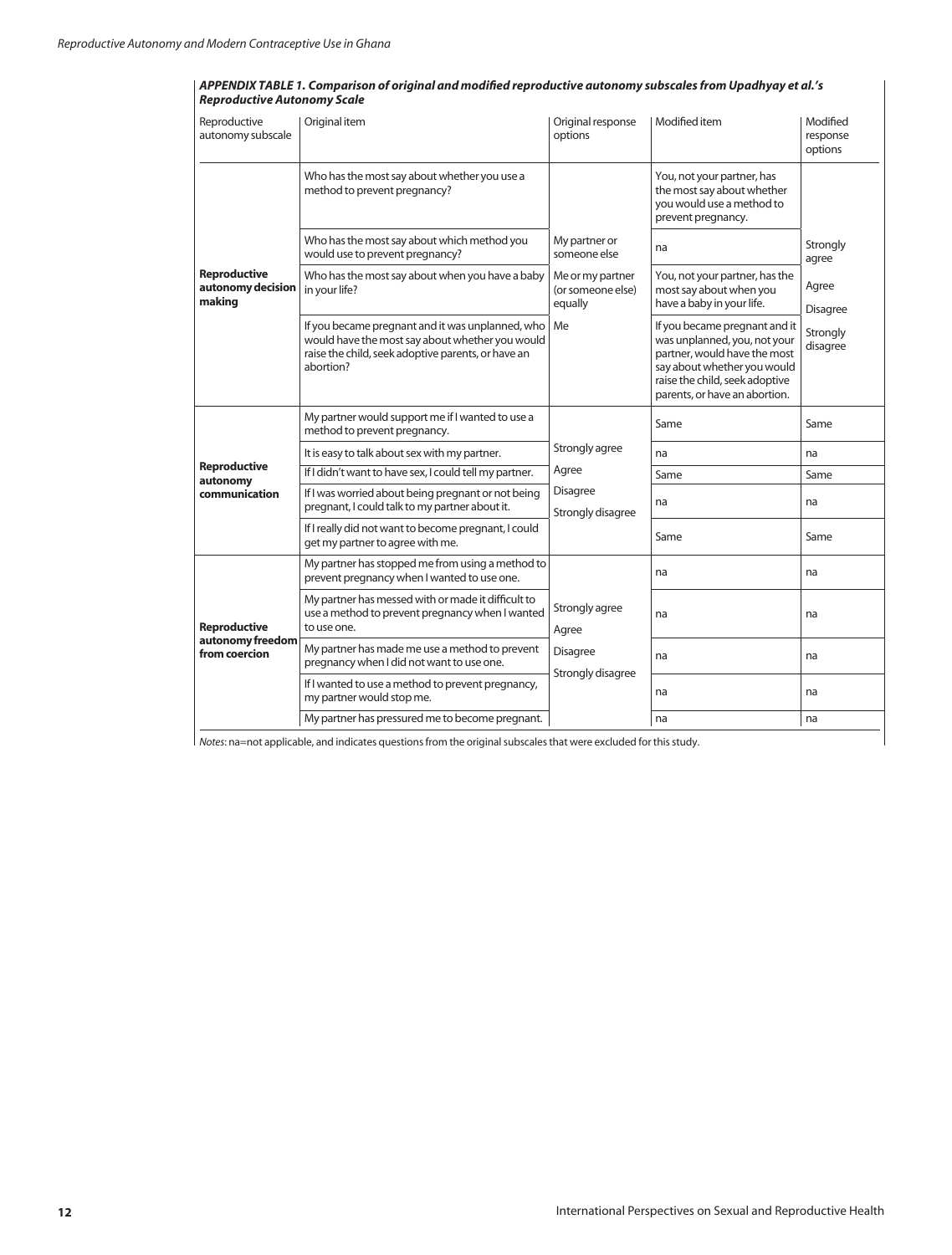***APPENDIX TABLE 1. Comparison of original and modified reproductive autonomy subscales from Upadhyay et al.'s Reproductive Autonomy Scale***

| Reproductive autonomy subscale | Original item | Original response options | Modified item | Modified response options |
|---|---|---|---|---|
| **Reproductive autonomy decision making** | Who has the most say about whether you use a method to prevent pregnancy? | My partner or someone else<br>Me or my partner (or someone else) equally<br>Me | You, not your partner, has the most say about whether you would use a method to prevent pregnancy. | Strongly agree<br>Agree<br>Disagree<br>Strongly disagree |
| | Who has the most say about which method you would use to prevent pregnancy? | | na | |
| | Who has the most say about when you have a baby in your life? | | You, not your partner, has the most say about when you have a baby in your life. | |
| | If you became pregnant and it was unplanned, who would have the most say about whether you would raise the child, seek adoptive parents, or have an abortion? | | If you became pregnant and it was unplanned, you, not your partner, would have the most say about whether you would raise the child, seek adoptive parents, or have an abortion. | |
| **Reproductive autonomy communication** | My partner would support me if I wanted to use a method to prevent pregnancy. | Strongly agree<br>Agree<br>Disagree<br>Strongly disagree | Same | Same |
| | It is easy to talk about sex with my partner. | | na | na |
| | If I didn't want to have sex, I could tell my partner. | | Same | Same |
| | If I was worried about being pregnant or not being pregnant, I could talk to my partner about it. | | na | na |
| | If I really did not want to become pregnant, I could get my partner to agree with me. | | Same | Same |
| **Reproductive autonomy freedom from coercion** | My partner has stopped me from using a method to prevent pregnancy when I wanted to use one. | Strongly agree<br>Agree<br>Disagree<br>Strongly disagree | na | na |
| | My partner has messed with or made it difficult to use a method to prevent pregnancy when I wanted to use one. | | na | na |
| | My partner has made me use a method to prevent pregnancy when I did not want to use one. | | na | na |
| | If I wanted to use a method to prevent pregnancy, my partner would stop me. | | na | na |
| | My partner has pressured me to become pregnant. | | na | na |

*Notes*: na=not applicable, and indicates questions from the original subscales that were excluded for this study.